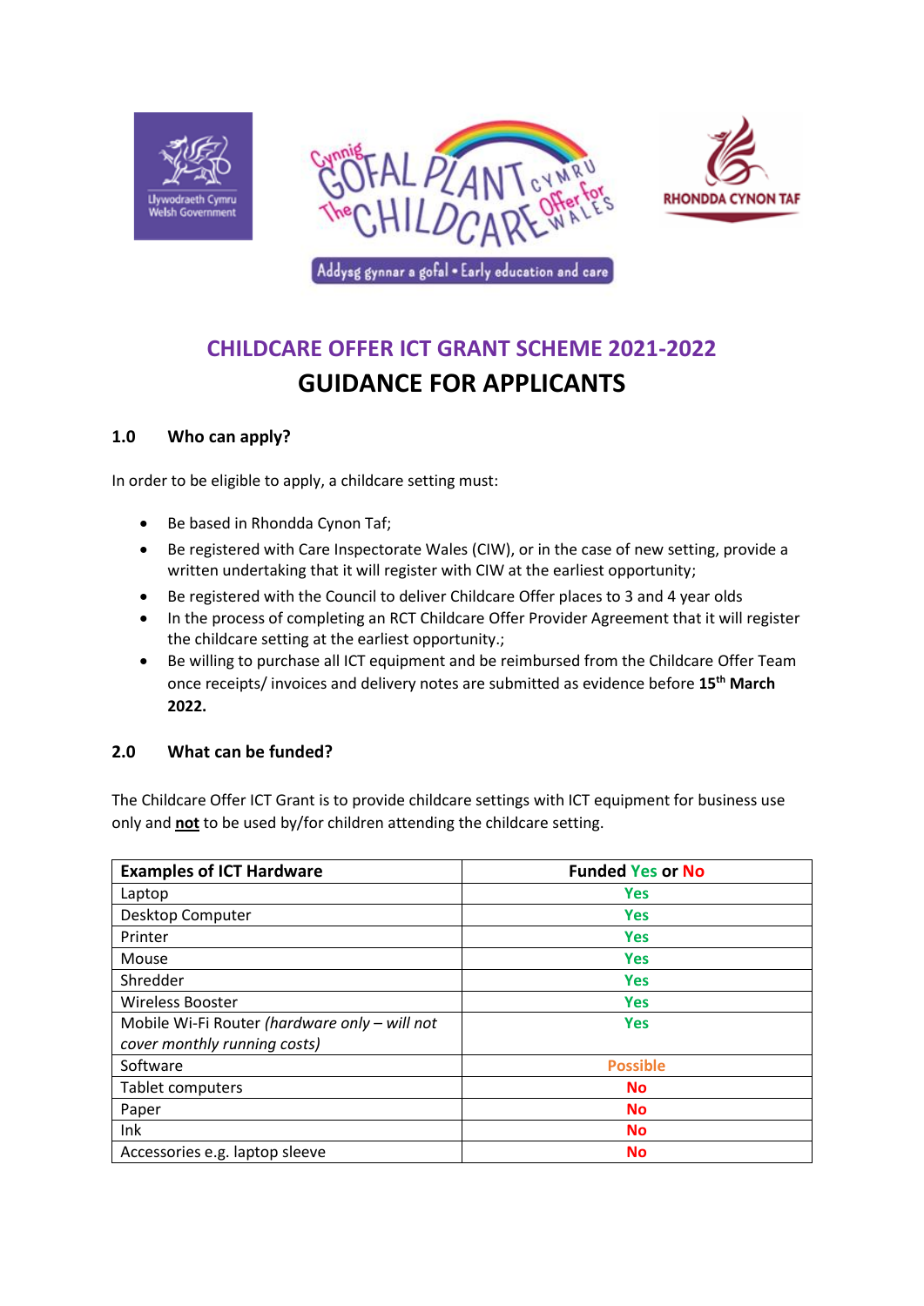# CHILDCARE OFFER ICT GRANT SCHEME 2021-2022

# GUIDANCE FOR APPLICANTS

## 1.0 Who can apply?

In order to be eligible to apply, a childcare setting must:

- Be based in Rhondda Cynon Taf;
- Be registered with Care Inspectorate Wales (CIW), or in the case of new setting, provide a written undertaking that it will register with CIW at the earliest opportunity;
- Be registered with the Council to deliver Childcare Offer places to 3 and 4 year olds
- In the process of completing an RCT Childcare Offer Provider Agreement that it will register the childcare setting at the earliest opportunity.;
- Be willing to purchase all ICT equipment and be reimbursed from the Childcare Offer Team once receipts/ invoices and delivery notes are submitted as evidence before **15th March 2022.**

## 2.0 What can be funded?

The Childcare Offer ICT Grant is to provide childcare settings with ICT equipment for business use only and **not** to be used by/for children attending the childcare setting.

| Examples of ICT Hardware | Funded Yes or No |
|---|---|
| Laptop | Yes |
| Desktop Computer | Yes |
| Printer | Yes |
| Mouse | Yes |
| Shredder | Yes |
| Wireless Booster | Yes |
| Mobile Wi-Fi Router *(hardware only – will not cover monthly running costs)* | Yes |
| Software | Possible |
| Tablet computers | No |
| Paper | No |
| Ink | No |
| Accessories e.g. laptop sleeve | No |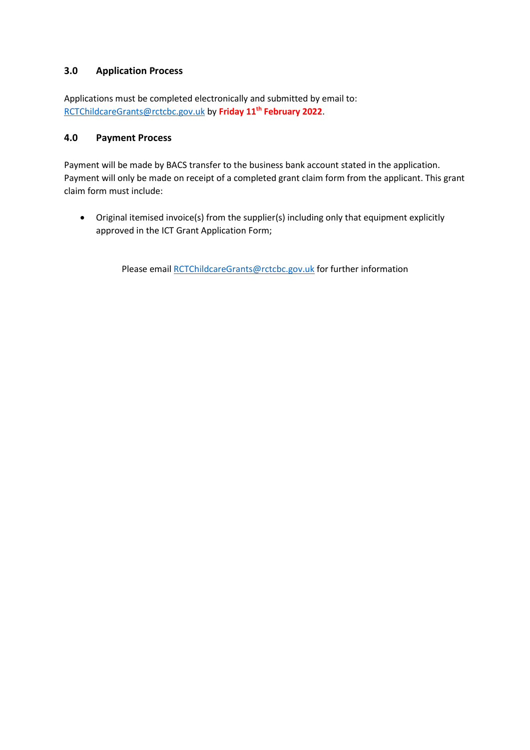## 3.0 Application Process

Applications must be completed electronically and submitted by email to: RCTChildcareGrants@rctcbc.gov.uk by **Friday 11th February 2022**.

## 4.0 Payment Process

Payment will be made by BACS transfer to the business bank account stated in the application. Payment will only be made on receipt of a completed grant claim form from the applicant. This grant claim form must include:

- Original itemised invoice(s) from the supplier(s) including only that equipment explicitly approved in the ICT Grant Application Form;

Please email RCTChildcareGrants@rctcbc.gov.uk for further information